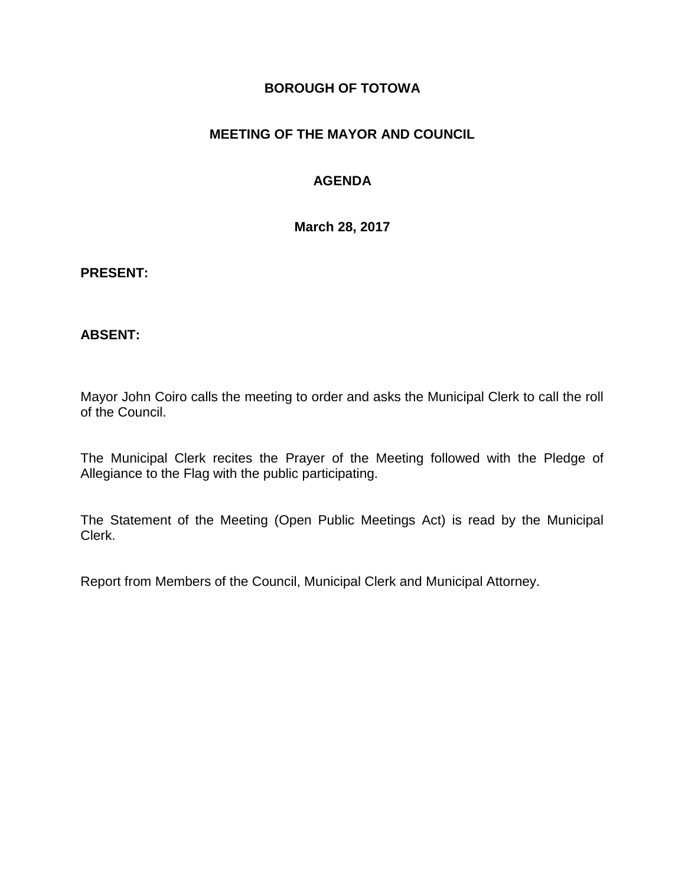**BOROUGH OF TOTOWA**

**MEETING OF THE MAYOR AND COUNCIL**

**AGENDA**

**March 28, 2017**

**PRESENT:**

**ABSENT:**

Mayor John Coiro calls the meeting to order and asks the Municipal Clerk to call the roll of the Council.

The Municipal Clerk recites the Prayer of the Meeting followed with the Pledge of Allegiance to the Flag with the public participating.

The Statement of the Meeting (Open Public Meetings Act) is read by the Municipal Clerk.

Report from Members of the Council, Municipal Clerk and Municipal Attorney.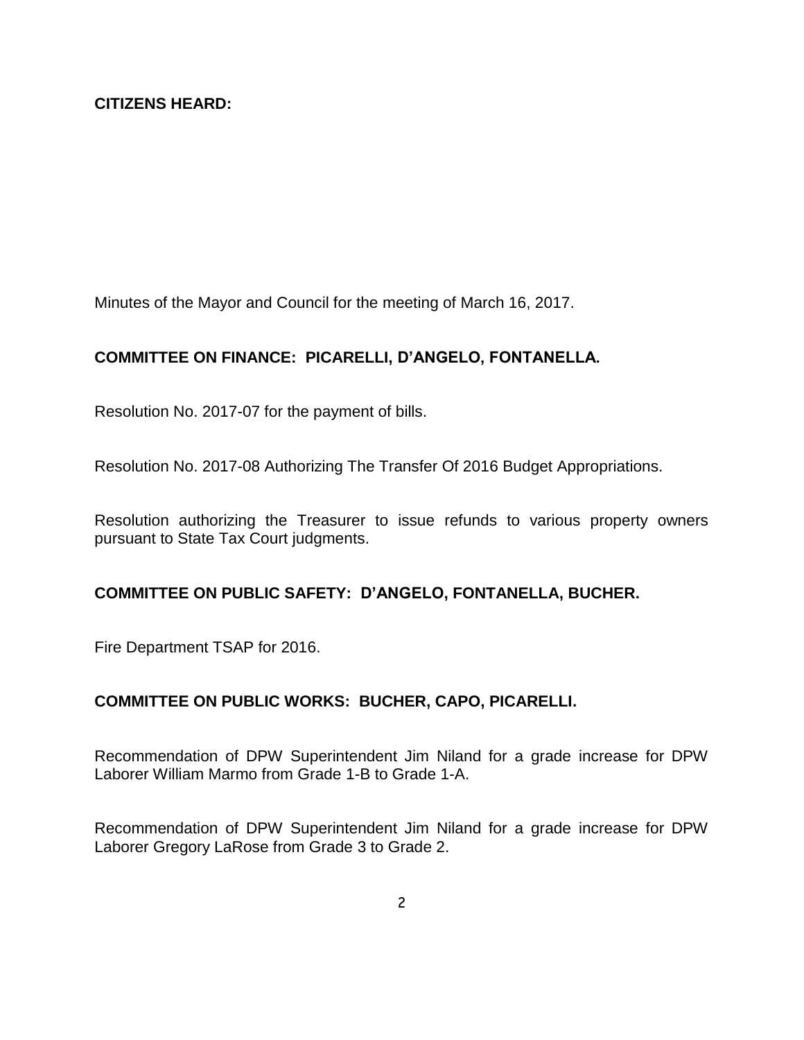**CITIZENS HEARD:**

Minutes of the Mayor and Council for the meeting of March 16, 2017.

**COMMITTEE ON FINANCE: PICARELLI, D'ANGELO, FONTANELLA.**

Resolution No. 2017-07 for the payment of bills.

Resolution No. 2017-08 Authorizing The Transfer Of 2016 Budget Appropriations.

Resolution authorizing the Treasurer to issue refunds to various property owners pursuant to State Tax Court judgments.

**COMMITTEE ON PUBLIC SAFETY: D'ANGELO, FONTANELLA, BUCHER.**

Fire Department TSAP for 2016.

**COMMITTEE ON PUBLIC WORKS: BUCHER, CAPO, PICARELLI.**

Recommendation of DPW Superintendent Jim Niland for a grade increase for DPW Laborer William Marmo from Grade 1-B to Grade 1-A.

Recommendation of DPW Superintendent Jim Niland for a grade increase for DPW Laborer Gregory LaRose from Grade 3 to Grade 2.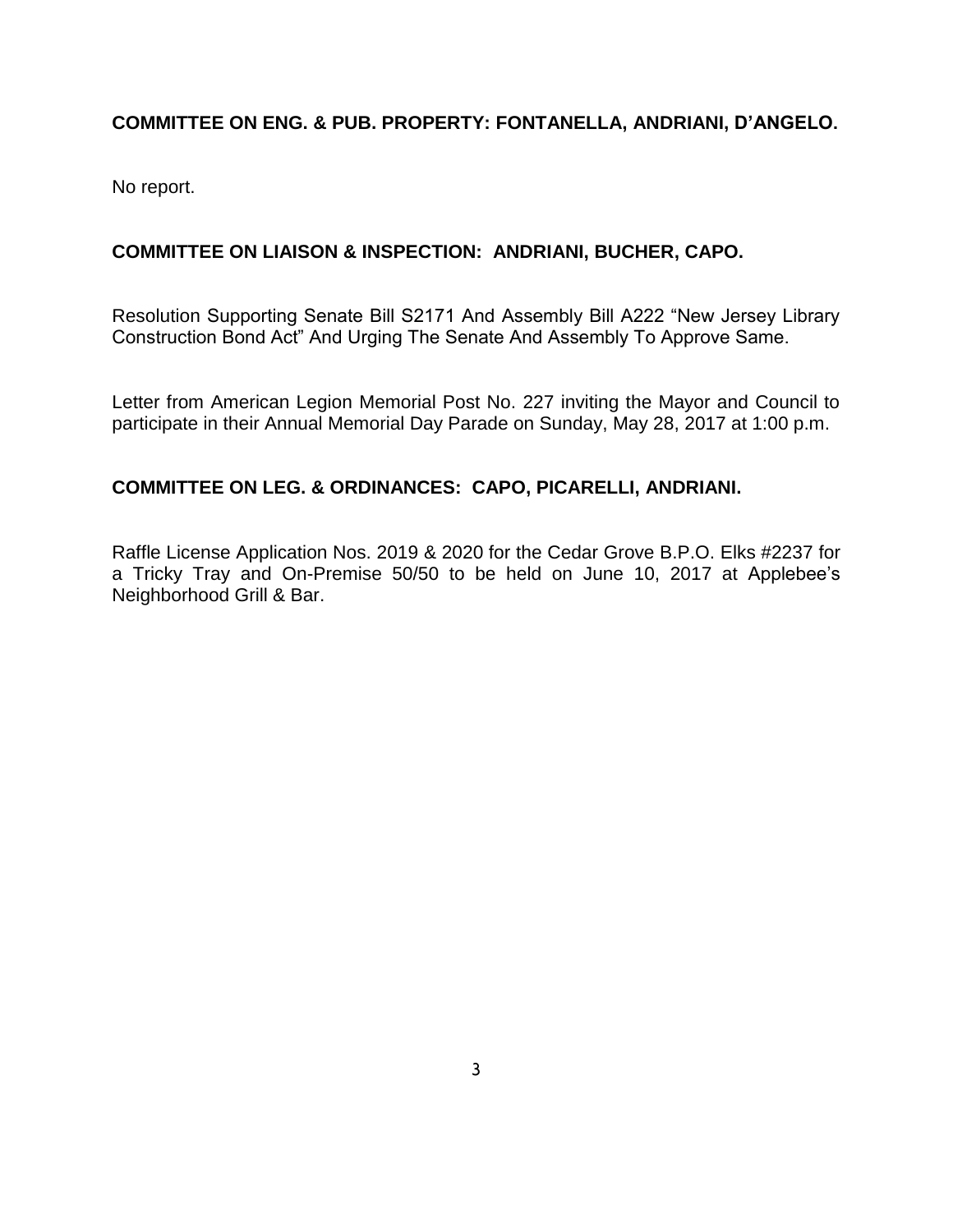**COMMITTEE ON ENG. & PUB. PROPERTY: FONTANELLA, ANDRIANI, D'ANGELO.**

No report.

**COMMITTEE ON LIAISON & INSPECTION: ANDRIANI, BUCHER, CAPO.**

Resolution Supporting Senate Bill S2171 And Assembly Bill A222 "New Jersey Library Construction Bond Act" And Urging The Senate And Assembly To Approve Same.

Letter from American Legion Memorial Post No. 227 inviting the Mayor and Council to participate in their Annual Memorial Day Parade on Sunday, May 28, 2017 at 1:00 p.m.

**COMMITTEE ON LEG. & ORDINANCES: CAPO, PICARELLI, ANDRIANI.**

Raffle License Application Nos. 2019 & 2020 for the Cedar Grove B.P.O. Elks #2237 for a Tricky Tray and On-Premise 50/50 to be held on June 10, 2017 at Applebee's Neighborhood Grill & Bar.